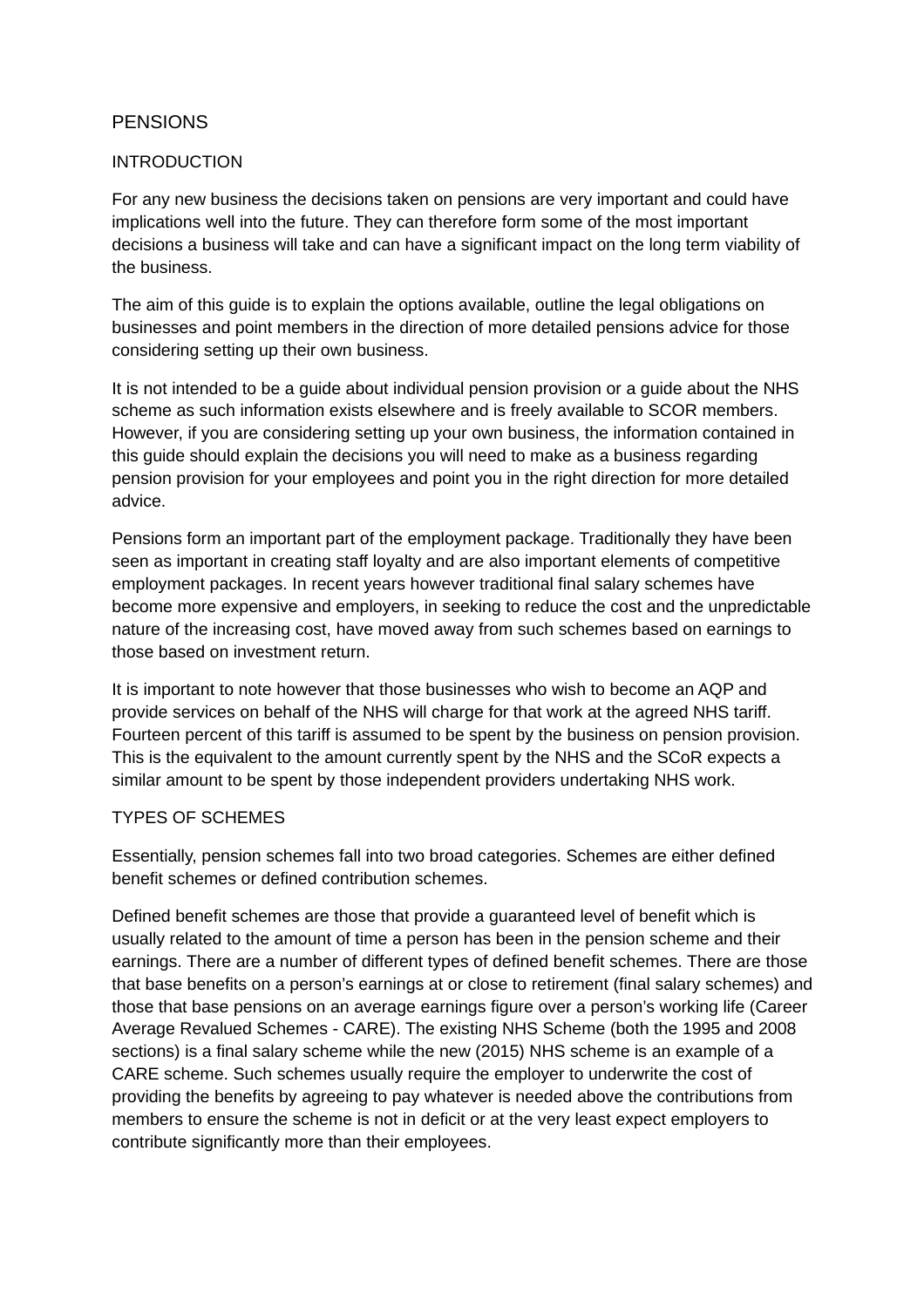# PENSIONS

## INTRODUCTION

For any new business the decisions taken on pensions are very important and could have implications well into the future. They can therefore form some of the most important decisions a business will take and can have a significant impact on the long term viability of the business.

The aim of this guide is to explain the options available, outline the legal obligations on businesses and point members in the direction of more detailed pensions advice for those considering setting up their own business.

It is not intended to be a guide about individual pension provision or a guide about the NHS scheme as such information exists elsewhere and is freely available to SCOR members. However, if you are considering setting up your own business, the information contained in this guide should explain the decisions you will need to make as a business regarding pension provision for your employees and point you in the right direction for more detailed advice.

Pensions form an important part of the employment package. Traditionally they have been seen as important in creating staff loyalty and are also important elements of competitive employment packages. In recent years however traditional final salary schemes have become more expensive and employers, in seeking to reduce the cost and the unpredictable nature of the increasing cost, have moved away from such schemes based on earnings to those based on investment return.

It is important to note however that those businesses who wish to become an AQP and provide services on behalf of the NHS will charge for that work at the agreed NHS tariff. Fourteen percent of this tariff is assumed to be spent by the business on pension provision. This is the equivalent to the amount currently spent by the NHS and the SCoR expects a similar amount to be spent by those independent providers undertaking NHS work.

## TYPES OF SCHEMES

Essentially, pension schemes fall into two broad categories. Schemes are either defined benefit schemes or defined contribution schemes.

Defined benefit schemes are those that provide a guaranteed level of benefit which is usually related to the amount of time a person has been in the pension scheme and their earnings. There are a number of different types of defined benefit schemes. There are those that base benefits on a person's earnings at or close to retirement (final salary schemes) and those that base pensions on an average earnings figure over a person's working life (Career Average Revalued Schemes - CARE). The existing NHS Scheme (both the 1995 and 2008 sections) is a final salary scheme while the new (2015) NHS scheme is an example of a CARE scheme. Such schemes usually require the employer to underwrite the cost of providing the benefits by agreeing to pay whatever is needed above the contributions from members to ensure the scheme is not in deficit or at the very least expect employers to contribute significantly more than their employees.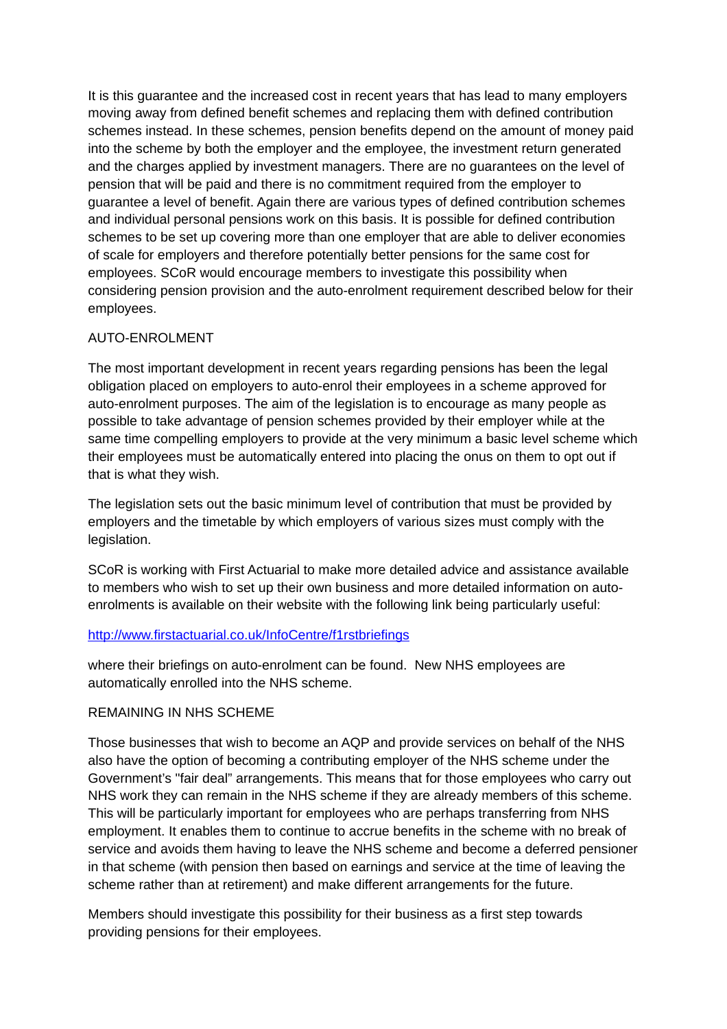It is this guarantee and the increased cost in recent years that has lead to many employers moving away from defined benefit schemes and replacing them with defined contribution schemes instead. In these schemes, pension benefits depend on the amount of money paid into the scheme by both the employer and the employee, the investment return generated and the charges applied by investment managers. There are no guarantees on the level of pension that will be paid and there is no commitment required from the employer to guarantee a level of benefit. Again there are various types of defined contribution schemes and individual personal pensions work on this basis. It is possible for defined contribution schemes to be set up covering more than one employer that are able to deliver economies of scale for employers and therefore potentially better pensions for the same cost for employees. SCoR would encourage members to investigate this possibility when considering pension provision and the auto-enrolment requirement described below for their employees.

## AUTO-ENROLMENT

The most important development in recent years regarding pensions has been the legal obligation placed on employers to auto-enrol their employees in a scheme approved for auto-enrolment purposes. The aim of the legislation is to encourage as many people as possible to take advantage of pension schemes provided by their employer while at the same time compelling employers to provide at the very minimum a basic level scheme which their employees must be automatically entered into placing the onus on them to opt out if that is what they wish.

The legislation sets out the basic minimum level of contribution that must be provided by employers and the timetable by which employers of various sizes must comply with the legislation.

SCoR is working with First Actuarial to make more detailed advice and assistance available to members who wish to set up their own business and more detailed information on auto-enrolments is available on their website with the following link being particularly useful:

[http://www.firstactuarial.co.uk/InfoCentre/f1rstbriefings](http://www.firstactuarial.co.uk/InfoCentre/f1rstbriefings)

where their briefings on auto-enrolment can be found. New NHS employees are automatically enrolled into the NHS scheme.

## REMAINING IN NHS SCHEME

Those businesses that wish to become an AQP and provide services on behalf of the NHS also have the option of becoming a contributing employer of the NHS scheme under the Government's "fair deal" arrangements. This means that for those employees who carry out NHS work they can remain in the NHS scheme if they are already members of this scheme. This will be particularly important for employees who are perhaps transferring from NHS employment. It enables them to continue to accrue benefits in the scheme with no break of service and avoids them having to leave the NHS scheme and become a deferred pensioner in that scheme (with pension then based on earnings and service at the time of leaving the scheme rather than at retirement) and make different arrangements for the future.

Members should investigate this possibility for their business as a first step towards providing pensions for their employees.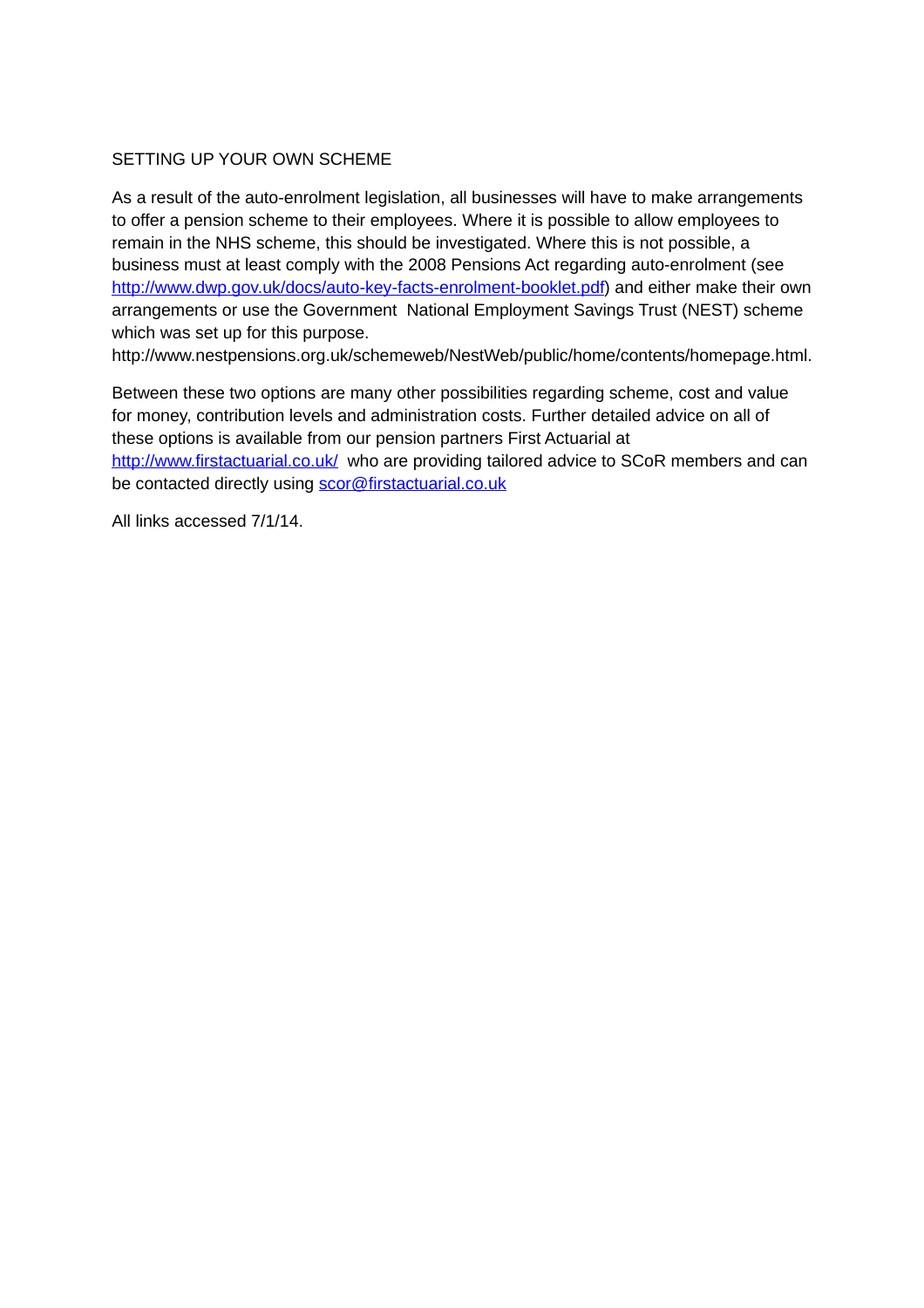## SETTING UP YOUR OWN SCHEME

As a result of the auto-enrolment legislation, all businesses will have to make arrangements to offer a pension scheme to their employees. Where it is possible to allow employees to remain in the NHS scheme, this should be investigated. Where this is not possible, a business must at least comply with the 2008 Pensions Act regarding auto-enrolment (see http://www.dwp.gov.uk/docs/auto-key-facts-enrolment-booklet.pdf) and either make their own arrangements or use the Government National Employment Savings Trust (NEST) scheme which was set up for this purpose. http://www.nestpensions.org.uk/schemeweb/NestWeb/public/home/contents/homepage.html.

Between these two options are many other possibilities regarding scheme, cost and value for money, contribution levels and administration costs. Further detailed advice on all of these options is available from our pension partners First Actuarial at http://www.firstactuarial.co.uk/ who are providing tailored advice to SCoR members and can be contacted directly using scor@firstactuarial.co.uk

All links accessed 7/1/14.